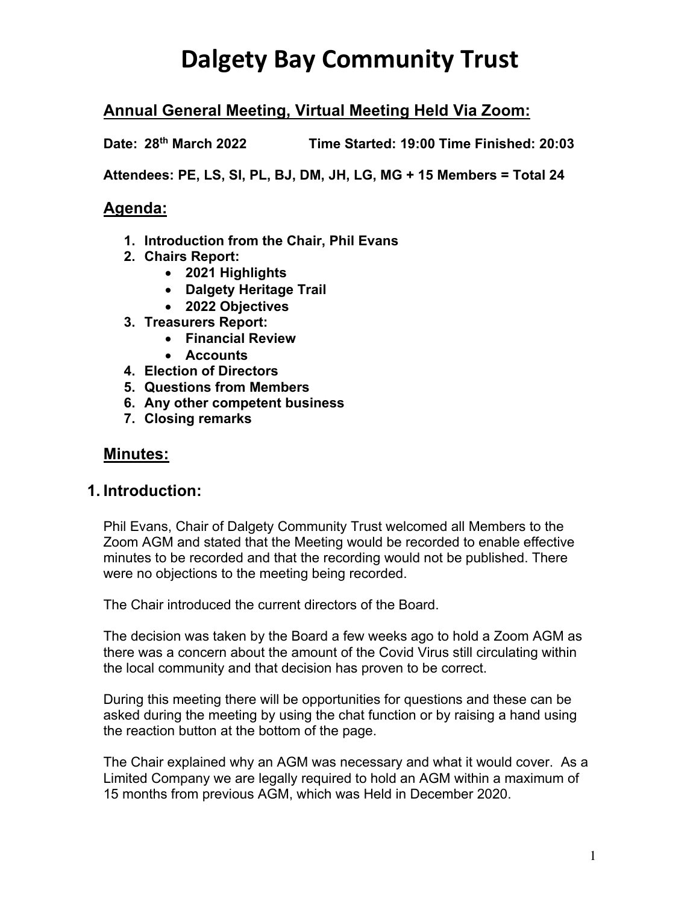# Dalgety Bay Community Trust

## Annual General Meeting, Virtual Meeting Held Via Zoom:

**Date: 28th March 2022 Time Started: 19:00 Time Finished: 20:03**

**Attendees: PE, LS, SI, PL, BJ, DM, JH, LG, MG + 15 Members = Total 24**

## Agenda:

1. **Introduction from the Chair, Phil Evans**
2. **Chairs Report:**
   - **2021 Highlights**
   - **Dalgety Heritage Trail**
   - **2022 Objectives**
3. **Treasurers Report:**
   - **Financial Review**
   - **Accounts**
4. **Election of Directors**
5. **Questions from Members**
6. **Any other competent business**
7. **Closing remarks**

## Minutes:

## 1. Introduction:

Phil Evans, Chair of Dalgety Community Trust welcomed all Members to the Zoom AGM and stated that the Meeting would be recorded to enable effective minutes to be recorded and that the recording would not be published. There were no objections to the meeting being recorded.

The Chair introduced the current directors of the Board.

The decision was taken by the Board a few weeks ago to hold a Zoom AGM as there was a concern about the amount of the Covid Virus still circulating within the local community and that decision has proven to be correct.

During this meeting there will be opportunities for questions and these can be asked during the meeting by using the chat function or by raising a hand using the reaction button at the bottom of the page.

The Chair explained why an AGM was necessary and what it would cover. As a Limited Company we are legally required to hold an AGM within a maximum of 15 months from previous AGM, which was Held in December 2020.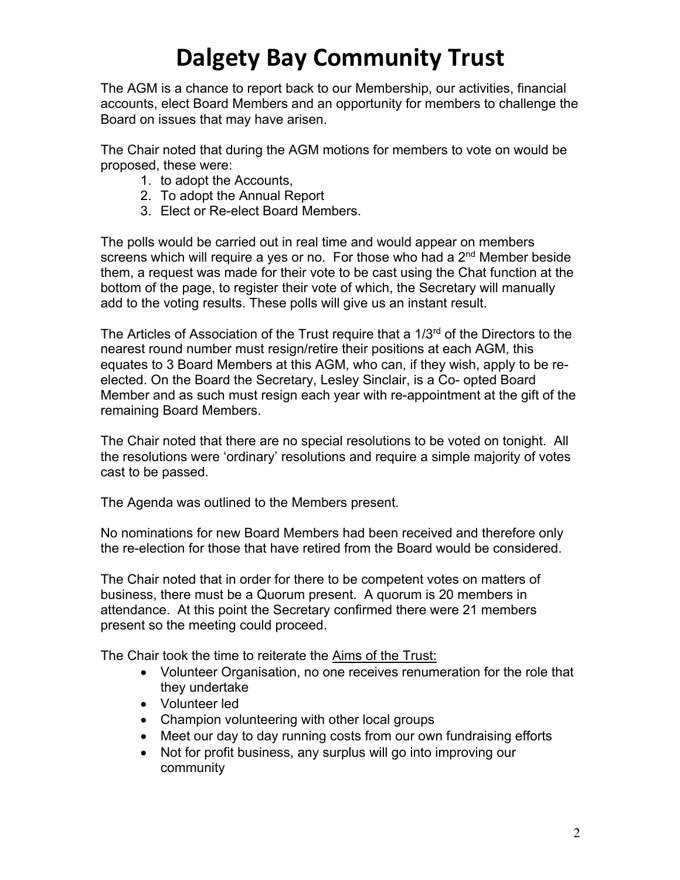# Dalgety Bay Community Trust

The AGM is a chance to report back to our Membership, our activities, financial accounts, elect Board Members and an opportunity for members to challenge the Board on issues that may have arisen.

The Chair noted that during the AGM motions for members to vote on would be proposed, these were:

1. to adopt the Accounts,
2. To adopt the Annual Report
3. Elect or Re-elect Board Members.

The polls would be carried out in real time and would appear on members screens which will require a yes or no. For those who had a 2nd Member beside them, a request was made for their vote to be cast using the Chat function at the bottom of the page, to register their vote of which, the Secretary will manually add to the voting results. These polls will give us an instant result.

The Articles of Association of the Trust require that a 1/3rd of the Directors to the nearest round number must resign/retire their positions at each AGM, this equates to 3 Board Members at this AGM, who can, if they wish, apply to be re-elected. On the Board the Secretary, Lesley Sinclair, is a Co- opted Board Member and as such must resign each year with re-appointment at the gift of the remaining Board Members.

The Chair noted that there are no special resolutions to be voted on tonight. All the resolutions were 'ordinary' resolutions and require a simple majority of votes cast to be passed.

The Agenda was outlined to the Members present.

No nominations for new Board Members had been received and therefore only the re-election for those that have retired from the Board would be considered.

The Chair noted that in order for there to be competent votes on matters of business, there must be a Quorum present. A quorum is 20 members in attendance. At this point the Secretary confirmed there were 21 members present so the meeting could proceed.

The Chair took the time to reiterate the Aims of the Trust:

- Volunteer Organisation, no one receives renumeration for the role that they undertake
- Volunteer led
- Champion volunteering with other local groups
- Meet our day to day running costs from our own fundraising efforts
- Not for profit business, any surplus will go into improving our community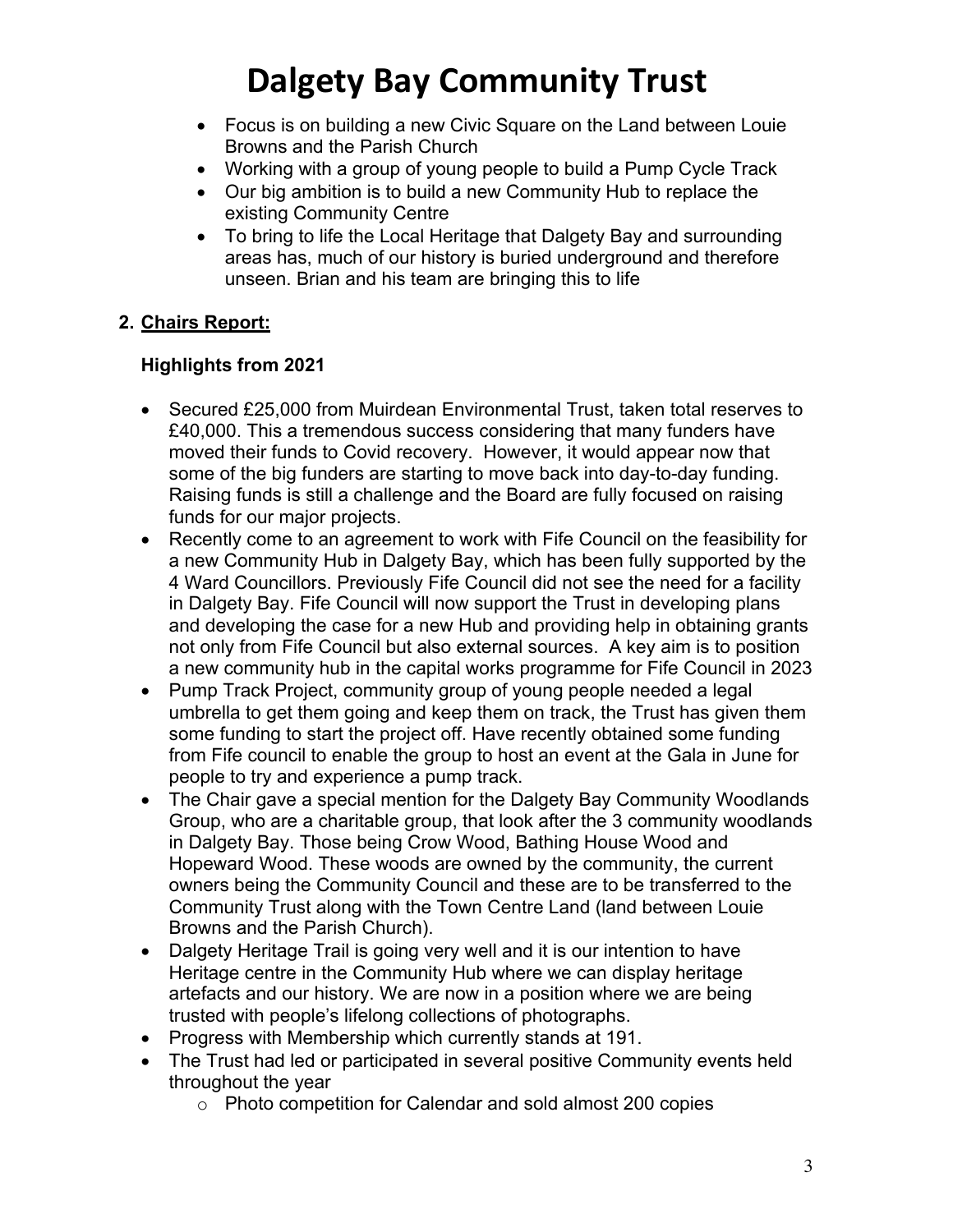# Dalgety Bay Community Trust

- Focus is on building a new Civic Square on the Land between Louie Browns and the Parish Church
- Working with a group of young people to build a Pump Cycle Track
- Our big ambition is to build a new Community Hub to replace the existing Community Centre
- To bring to life the Local Heritage that Dalgety Bay and surrounding areas has, much of our history is buried underground and therefore unseen. Brian and his team are bringing this to life

## 2. <u>Chairs Report:</u>

### Highlights from 2021

- Secured £25,000 from Muirdean Environmental Trust, taken total reserves to £40,000. This a tremendous success considering that many funders have moved their funds to Covid recovery. However, it would appear now that some of the big funders are starting to move back into day-to-day funding. Raising funds is still a challenge and the Board are fully focused on raising funds for our major projects.
- Recently come to an agreement to work with Fife Council on the feasibility for a new Community Hub in Dalgety Bay, which has been fully supported by the 4 Ward Councillors. Previously Fife Council did not see the need for a facility in Dalgety Bay. Fife Council will now support the Trust in developing plans and developing the case for a new Hub and providing help in obtaining grants not only from Fife Council but also external sources. A key aim is to position a new community hub in the capital works programme for Fife Council in 2023
- Pump Track Project, community group of young people needed a legal umbrella to get them going and keep them on track, the Trust has given them some funding to start the project off. Have recently obtained some funding from Fife council to enable the group to host an event at the Gala in June for people to try and experience a pump track.
- The Chair gave a special mention for the Dalgety Bay Community Woodlands Group, who are a charitable group, that look after the 3 community woodlands in Dalgety Bay. Those being Crow Wood, Bathing House Wood and Hopeward Wood. These woods are owned by the community, the current owners being the Community Council and these are to be transferred to the Community Trust along with the Town Centre Land (land between Louie Browns and the Parish Church).
- Dalgety Heritage Trail is going very well and it is our intention to have Heritage centre in the Community Hub where we can display heritage artefacts and our history. We are now in a position where we are being trusted with people's lifelong collections of photographs.
- Progress with Membership which currently stands at 191.
- The Trust had led or participated in several positive Community events held throughout the year
  - Photo competition for Calendar and sold almost 200 copies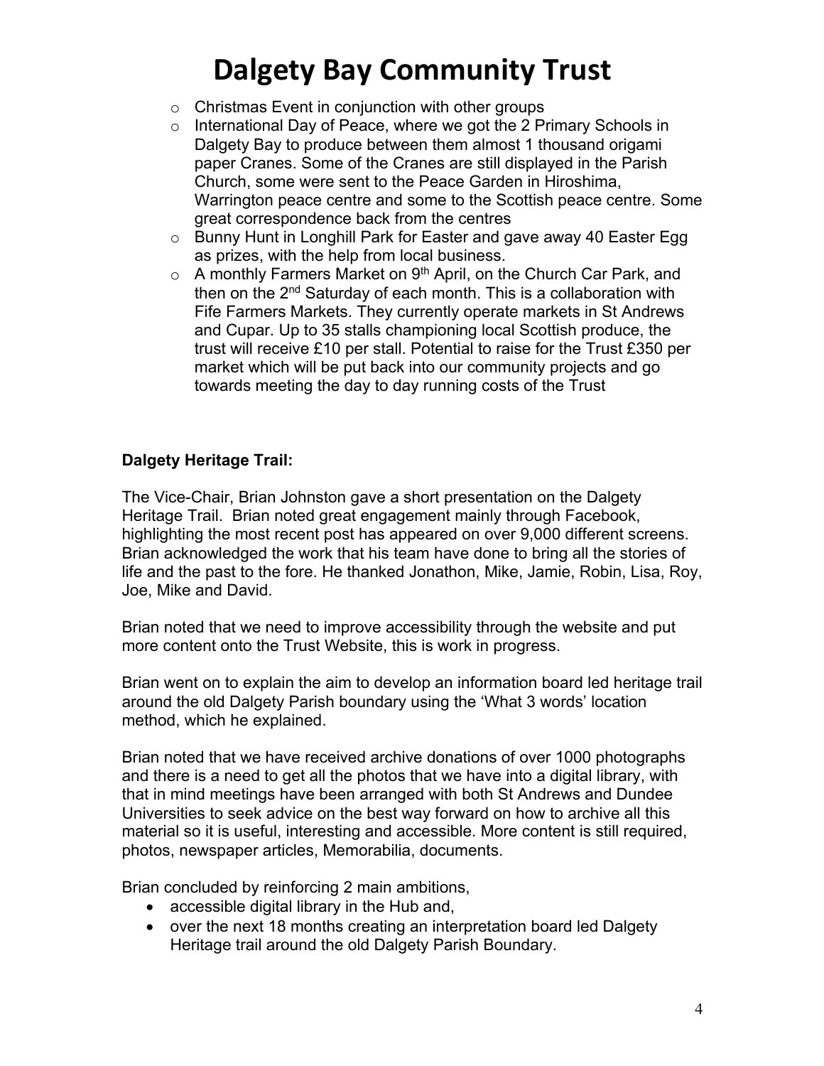- Christmas Event in conjunction with other groups
- International Day of Peace, where we got the 2 Primary Schools in Dalgety Bay to produce between them almost 1 thousand origami paper Cranes. Some of the Cranes are still displayed in the Parish Church, some were sent to the Peace Garden in Hiroshima, Warrington peace centre and some to the Scottish peace centre. Some great correspondence back from the centres
- Bunny Hunt in Longhill Park for Easter and gave away 40 Easter Egg as prizes, with the help from local business.
- A monthly Farmers Market on 9th April, on the Church Car Park, and then on the 2nd Saturday of each month. This is a collaboration with Fife Farmers Markets. They currently operate markets in St Andrews and Cupar. Up to 35 stalls championing local Scottish produce, the trust will receive £10 per stall. Potential to raise for the Trust £350 per market which will be put back into our community projects and go towards meeting the day to day running costs of the Trust

**Dalgety Heritage Trail:**

The Vice-Chair, Brian Johnston gave a short presentation on the Dalgety Heritage Trail. Brian noted great engagement mainly through Facebook, highlighting the most recent post has appeared on over 9,000 different screens. Brian acknowledged the work that his team have done to bring all the stories of life and the past to the fore. He thanked Jonathon, Mike, Jamie, Robin, Lisa, Roy, Joe, Mike and David.

Brian noted that we need to improve accessibility through the website and put more content onto the Trust Website, this is work in progress.

Brian went on to explain the aim to develop an information board led heritage trail around the old Dalgety Parish boundary using the 'What 3 words' location method, which he explained.

Brian noted that we have received archive donations of over 1000 photographs and there is a need to get all the photos that we have into a digital library, with that in mind meetings have been arranged with both St Andrews and Dundee Universities to seek advice on the best way forward on how to archive all this material so it is useful, interesting and accessible. More content is still required, photos, newspaper articles, Memorabilia, documents.

Brian concluded by reinforcing 2 main ambitions,

- accessible digital library in the Hub and,
- over the next 18 months creating an interpretation board led Dalgety Heritage trail around the old Dalgety Parish Boundary.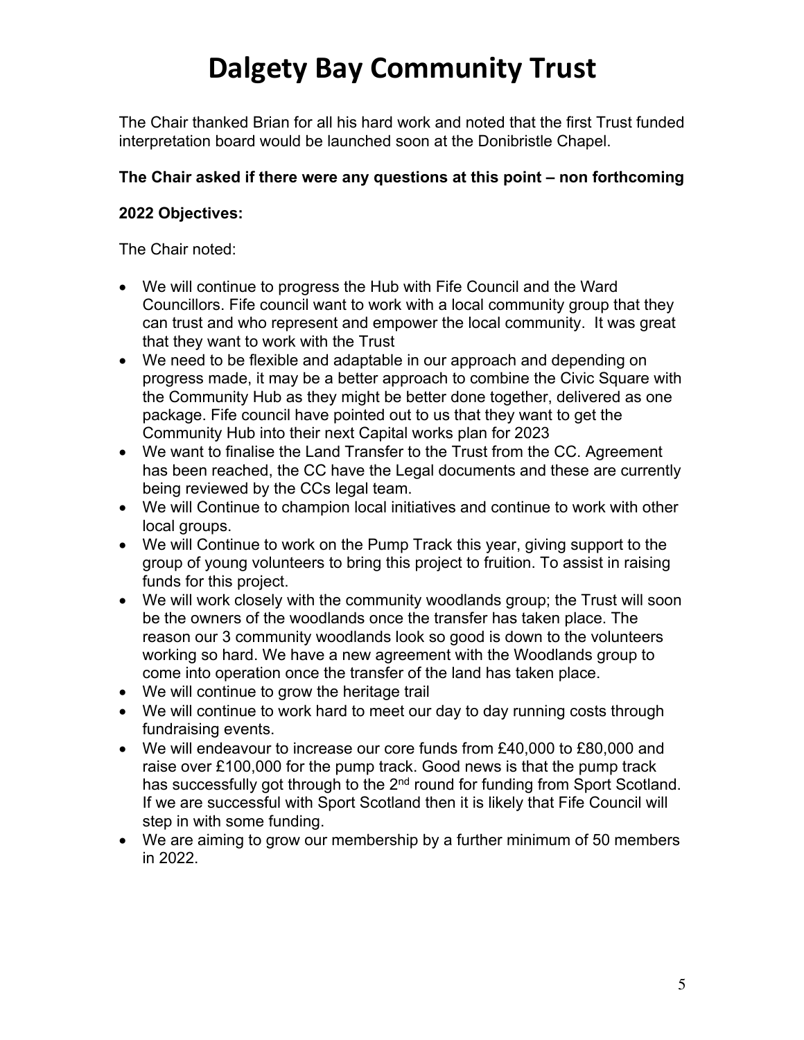# Dalgety Bay Community Trust

The Chair thanked Brian for all his hard work and noted that the first Trust funded interpretation board would be launched soon at the Donibristle Chapel.

**The Chair asked if there were any questions at this point – non forthcoming**

**2022 Objectives:**

The Chair noted:

- We will continue to progress the Hub with Fife Council and the Ward Councillors. Fife council want to work with a local community group that they can trust and who represent and empower the local community. It was great that they want to work with the Trust
- We need to be flexible and adaptable in our approach and depending on progress made, it may be a better approach to combine the Civic Square with the Community Hub as they might be better done together, delivered as one package. Fife council have pointed out to us that they want to get the Community Hub into their next Capital works plan for 2023
- We want to finalise the Land Transfer to the Trust from the CC. Agreement has been reached, the CC have the Legal documents and these are currently being reviewed by the CCs legal team.
- We will Continue to champion local initiatives and continue to work with other local groups.
- We will Continue to work on the Pump Track this year, giving support to the group of young volunteers to bring this project to fruition. To assist in raising funds for this project.
- We will work closely with the community woodlands group; the Trust will soon be the owners of the woodlands once the transfer has taken place. The reason our 3 community woodlands look so good is down to the volunteers working so hard. We have a new agreement with the Woodlands group to come into operation once the transfer of the land has taken place.
- We will continue to grow the heritage trail
- We will continue to work hard to meet our day to day running costs through fundraising events.
- We will endeavour to increase our core funds from £40,000 to £80,000 and raise over £100,000 for the pump track. Good news is that the pump track has successfully got through to the 2nd round for funding from Sport Scotland. If we are successful with Sport Scotland then it is likely that Fife Council will step in with some funding.
- We are aiming to grow our membership by a further minimum of 50 members in 2022.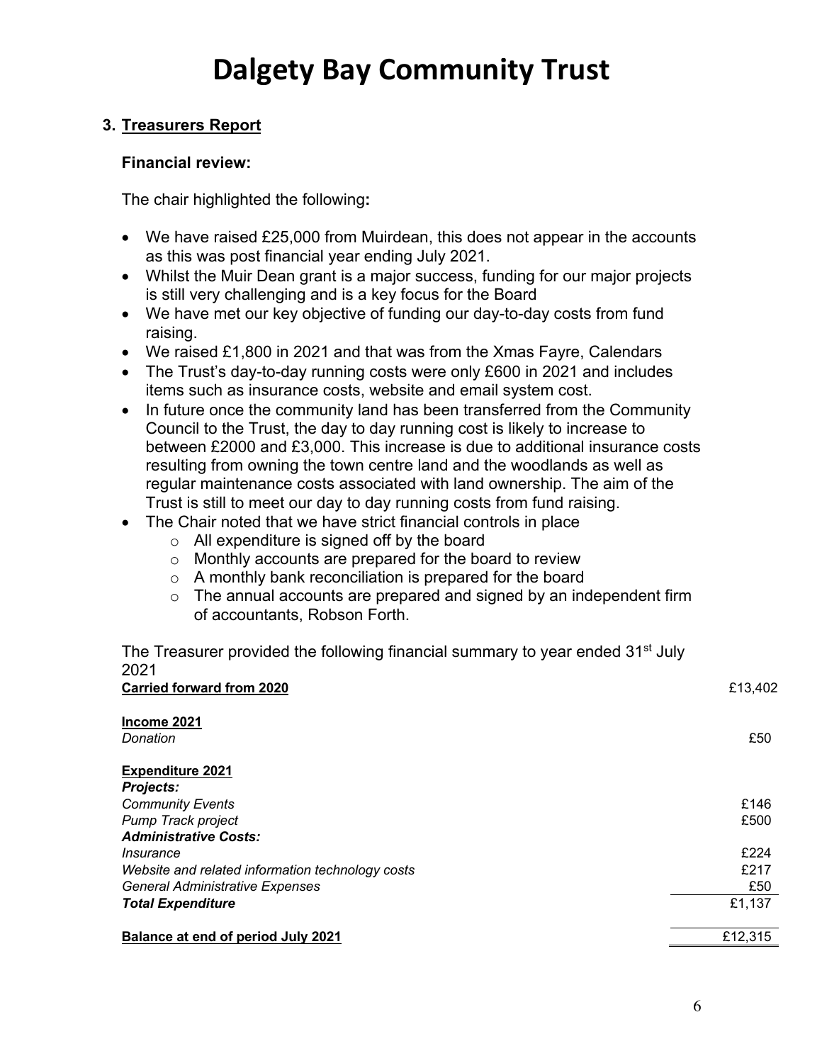# Dalgety Bay Community Trust

## 3. Treasurers Report

### Financial review:

The chair highlighted the following**:**

- We have raised £25,000 from Muirdean, this does not appear in the accounts as this was post financial year ending July 2021.
- Whilst the Muir Dean grant is a major success, funding for our major projects is still very challenging and is a key focus for the Board
- We have met our key objective of funding our day-to-day costs from fund raising.
- We raised £1,800 in 2021 and that was from the Xmas Fayre, Calendars
- The Trust's day-to-day running costs were only £600 in 2021 and includes items such as insurance costs, website and email system cost.
- In future once the community land has been transferred from the Community Council to the Trust, the day to day running cost is likely to increase to between £2000 and £3,000. This increase is due to additional insurance costs resulting from owning the town centre land and the woodlands as well as regular maintenance costs associated with land ownership. The aim of the Trust is still to meet our day to day running costs from fund raising.
- The Chair noted that we have strict financial controls in place
  - All expenditure is signed off by the board
  - Monthly accounts are prepared for the board to review
  - A monthly bank reconciliation is prepared for the board
  - The annual accounts are prepared and signed by an independent firm of accountants, Robson Forth.

The Treasurer provided the following financial summary to year ended 31st July 2021

| | |
|---|---|
| **Carried forward from 2020** | £13,402 |
| | |
| **Income 2021** | |
| *Donation* | £50 |
| | |
| **Expenditure 2021** | |
| ***Projects:*** | |
| *Community Events* | £146 |
| *Pump Track project* | £500 |
| ***Administrative Costs:*** | |
| *Insurance* | £224 |
| *Website and related information technology costs* | £217 |
| *General Administrative Expenses* | £50 |
| ***Total Expenditure*** | £1,137 |
| | |
| **Balance at end of period July 2021** | £12,315 |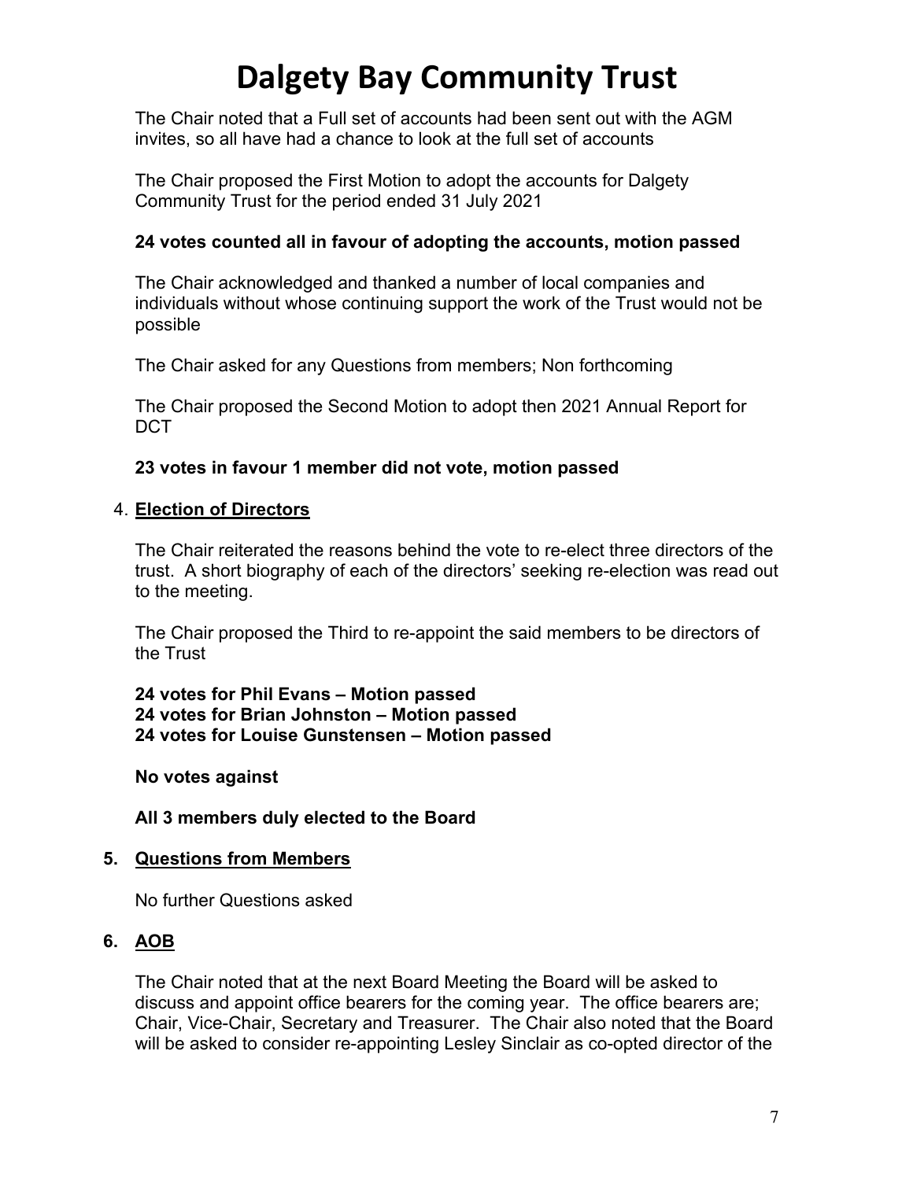# Dalgety Bay Community Trust

The Chair noted that a Full set of accounts had been sent out with the AGM invites, so all have had a chance to look at the full set of accounts

The Chair proposed the First Motion to adopt the accounts for Dalgety Community Trust for the period ended 31 July 2021

**24 votes counted all in favour of adopting the accounts, motion passed**

The Chair acknowledged and thanked a number of local companies and individuals without whose continuing support the work of the Trust would not be possible

The Chair asked for any Questions from members; Non forthcoming

The Chair proposed the Second Motion to adopt then 2021 Annual Report for DCT

**23 votes in favour 1 member did not vote, motion passed**

4. **<u>Election of Directors</u>**

The Chair reiterated the reasons behind the vote to re-elect three directors of the trust. A short biography of each of the directors' seeking re-election was read out to the meeting.

The Chair proposed the Third to re-appoint the said members to be directors of the Trust

**24 votes for Phil Evans – Motion passed**
**24 votes for Brian Johnston – Motion passed**
**24 votes for Louise Gunstensen – Motion passed**

**No votes against**

**All 3 members duly elected to the Board**

**5. <u>Questions from Members</u>**

No further Questions asked

**6. <u>AOB</u>**

The Chair noted that at the next Board Meeting the Board will be asked to discuss and appoint office bearers for the coming year. The office bearers are; Chair, Vice-Chair, Secretary and Treasurer. The Chair also noted that the Board will be asked to consider re-appointing Lesley Sinclair as co-opted director of the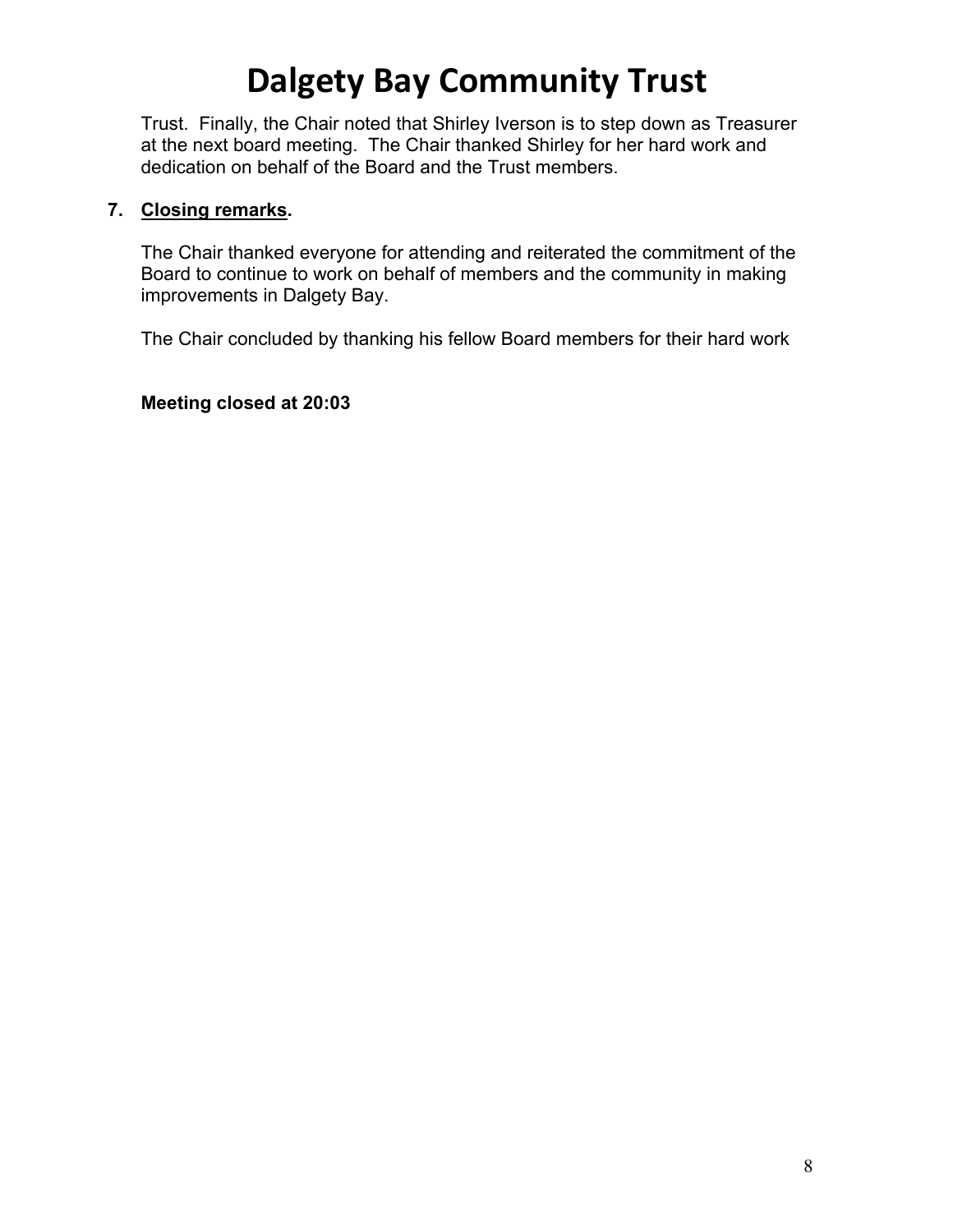Trust. Finally, the Chair noted that Shirley Iverson is to step down as Treasurer at the next board meeting. The Chair thanked Shirley for her hard work and dedication on behalf of the Board and the Trust members.

**7. Closing remarks.**

The Chair thanked everyone for attending and reiterated the commitment of the Board to continue to work on behalf of members and the community in making improvements in Dalgety Bay.

The Chair concluded by thanking his fellow Board members for their hard work

**Meeting closed at 20:03**